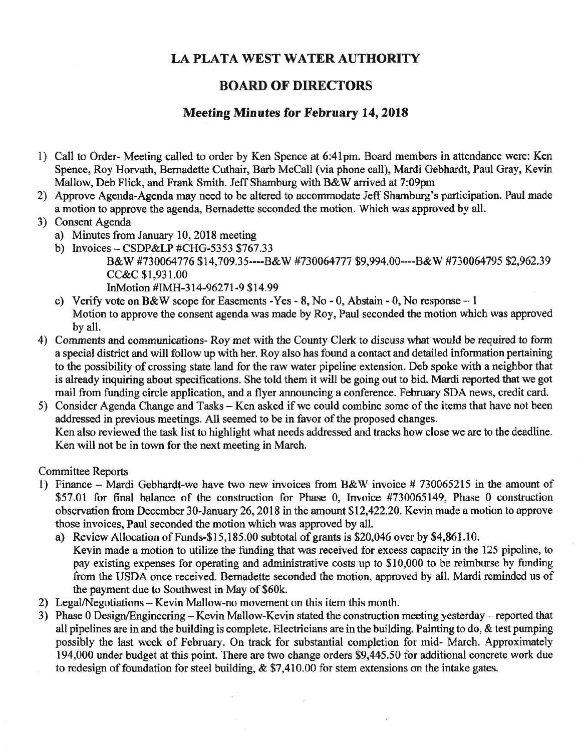# LA PLATA WEST WATER AUTHORITY

## BOARD OF DIRECTORS

### Meeting Minutes for February 14, 2018

1) Call to Order- Meeting called to order by Ken Spence at 6:41pm. Board members in attendance were: Ken Spence, Roy Horvath, Bernadette Cuthair, Barb McCall (via phone call), Mardi Gebhardt, Paul Gray, Kevin Mallow, Deb Flick, and Frank Smith. Jeff Shamburg with B&W arrived at 7:09pm
2) Approve Agenda-Agenda may need to be altered to accommodate Jeff Shamburg's participation. Paul made a motion to approve the agenda, Bernadette seconded the motion. Which was approved by all.
3) Consent Agenda
   a) Minutes from January 10, 2018 meeting
   b) Invoices – CSDP&LP #CHG-5353 $767.33
      B&W #730064776 $14,709.35----B&W #730064777 $9,994.00----B&W #730064795 $2,962.39
      CC&C $1,931.00
      InMotion #IMH-314-96271-9 $14.99
   c) Verify vote on B&W scope for Easements -Yes - 8, No - 0, Abstain - 0, No response – 1
      Motion to approve the consent agenda was made by Roy, Paul seconded the motion which was approved by all.
4) Comments and communications- Roy met with the County Clerk to discuss what would be required to form a special district and will follow up with her. Roy also has found a contact and detailed information pertaining to the possibility of crossing state land for the raw water pipeline extension. Deb spoke with a neighbor that is already inquiring about specifications. She told them it will be going out to bid. Mardi reported that we got mail from funding circle application, and a flyer announcing a conference. February SDA news, credit card.
5) Consider Agenda Change and Tasks – Ken asked if we could combine some of the items that have not been addressed in previous meetings. All seemed to be in favor of the proposed changes.
   Ken also reviewed the task list to highlight what needs addressed and tracks how close we are to the deadline. Ken will not be in town for the next meeting in March.

Committee Reports

1) Finance – Mardi Gebhardt-we have two new invoices from B&W invoice # 730065215 in the amount of $57.01 for final balance of the construction for Phase 0, Invoice #730065149, Phase 0 construction observation from December 30-January 26, 2018 in the amount $12,422.20. Kevin made a motion to approve those invoices, Paul seconded the motion which was approved by all.
   a) Review Allocation of Funds-$15,185.00 subtotal of grants is $20,046 over by $4,861.10.
      Kevin made a motion to utilize the funding that was received for excess capacity in the 125 pipeline, to pay existing expenses for operating and administrative costs up to $10,000 to be reimburse by funding from the USDA once received. Bernadette seconded the motion, approved by all. Mardi reminded us of the payment due to Southwest in May of $60k.
2) Legal/Negotiations – Kevin Mallow-no movement on this item this month.
3) Phase 0 Design/Engineering – Kevin Mallow-Kevin stated the construction meeting yesterday – reported that all pipelines are in and the building is complete. Electricians are in the building. Painting to do, & test pumping possibly the last week of February. On track for substantial completion for mid- March. Approximately 194,000 under budget at this point. There are two change orders $9,445.50 for additional concrete work due to redesign of foundation for steel building, & $7,410.00 for stem extensions on the intake gates.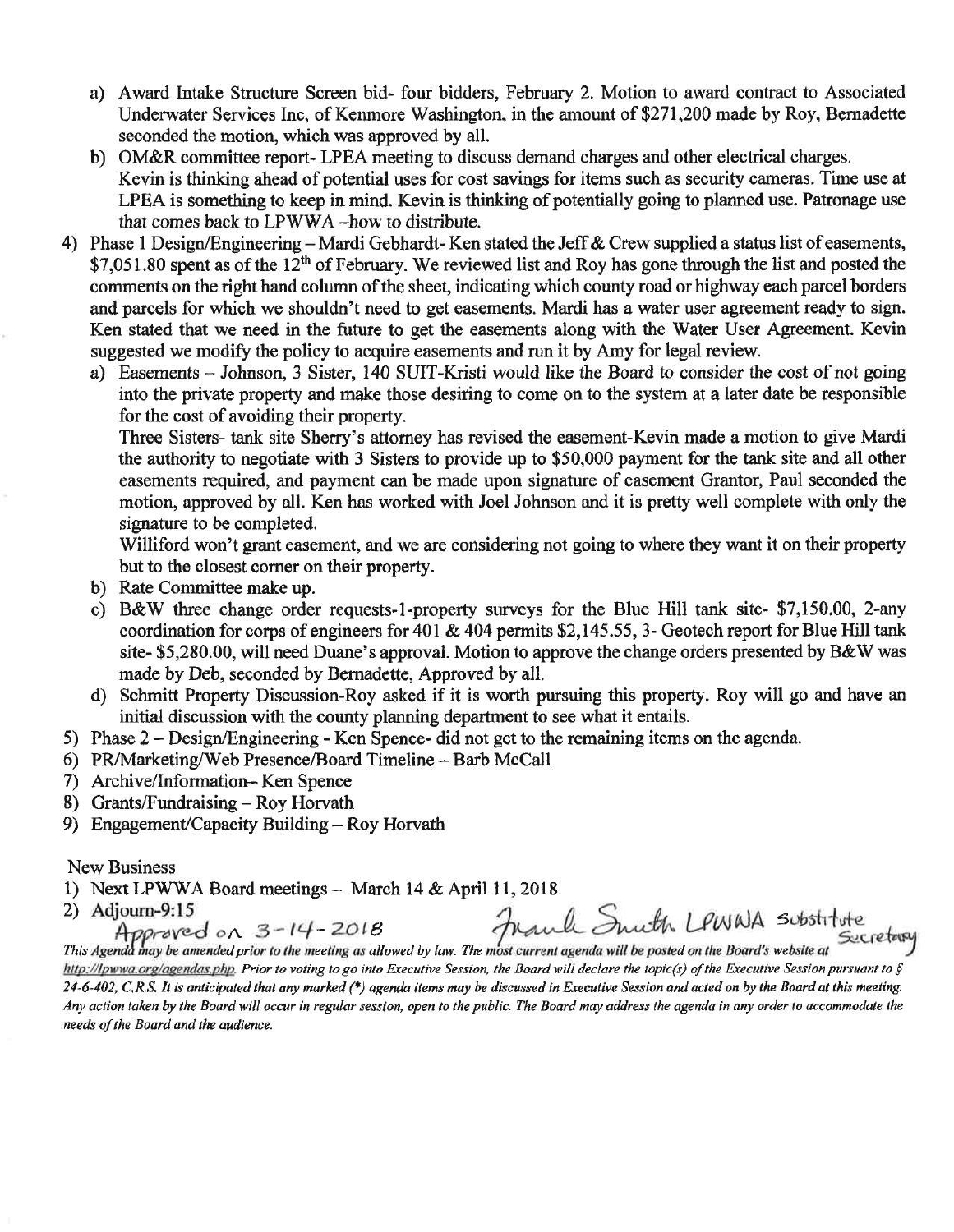a) Award Intake Structure Screen bid- four bidders, February 2. Motion to award contract to Associated Underwater Services Inc, of Kenmore Washington, in the amount of $271,200 made by Roy, Bernadette seconded the motion, which was approved by all.

b) OM&R committee report- LPEA meeting to discuss demand charges and other electrical charges. Kevin is thinking ahead of potential uses for cost savings for items such as security cameras. Time use at LPEA is something to keep in mind. Kevin is thinking of potentially going to planned use. Patronage use that comes back to LPWWA –how to distribute.

4) Phase 1 Design/Engineering – Mardi Gebhardt- Ken stated the Jeff & Crew supplied a status list of easements, $7,051.80 spent as of the 12th of February. We reviewed list and Roy has gone through the list and posted the comments on the right hand column of the sheet, indicating which county road or highway each parcel borders and parcels for which we shouldn't need to get easements. Mardi has a water user agreement ready to sign. Ken stated that we need in the future to get the easements along with the Water User Agreement. Kevin suggested we modify the policy to acquire easements and run it by Amy for legal review.

   a) Easements – Johnson, 3 Sister, 140 SUIT-Kristi would like the Board to consider the cost of not going into the private property and make those desiring to come on to the system at a later date be responsible for the cost of avoiding their property.

   Three Sisters- tank site Sherry's attorney has revised the easement-Kevin made a motion to give Mardi the authority to negotiate with 3 Sisters to provide up to $50,000 payment for the tank site and all other easements required, and payment can be made upon signature of easement Grantor, Paul seconded the motion, approved by all. Ken has worked with Joel Johnson and it is pretty well complete with only the signature to be completed.

   Williford won't grant easement, and we are considering not going to where they want it on their property but to the closest corner on their property.

   b) Rate Committee make up.

   c) B&W three change order requests-1-property surveys for the Blue Hill tank site- $7,150.00, 2-any coordination for corps of engineers for 401 & 404 permits $2,145.55, 3- Geotech report for Blue Hill tank site- $5,280.00, will need Duane's approval. Motion to approve the change orders presented by B&W was made by Deb, seconded by Bernadette, Approved by all.

   d) Schmitt Property Discussion-Roy asked if it is worth pursuing this property. Roy will go and have an initial discussion with the county planning department to see what it entails.

5) Phase 2 – Design/Engineering - Ken Spence- did not get to the remaining items on the agenda.

6) PR/Marketing/Web Presence/Board Timeline – Barb McCall

7) Archive/Information– Ken Spence

8) Grants/Fundraising – Roy Horvath

9) Engagement/Capacity Building – Roy Horvath

New Business

1) Next LPWWA Board meetings – March 14 & April 11, 2018
2) Adjourn-9:15

Approved on 3-14-2018 Frank Smith LPWWA Substitute Secretary

*This Agenda may be amended prior to the meeting as allowed by law. The most current agenda will be posted on the Board's website at http://lpwwa.org/agendas.php. Prior to voting to go into Executive Session, the Board will declare the topic(s) of the Executive Session pursuant to § 24-6-402, C.R.S. It is anticipated that any marked (*) agenda items may be discussed in Executive Session and acted on by the Board at this meeting. Any action taken by the Board will occur in regular session, open to the public. The Board may address the agenda in any order to accommodate the needs of the Board and the audience.*